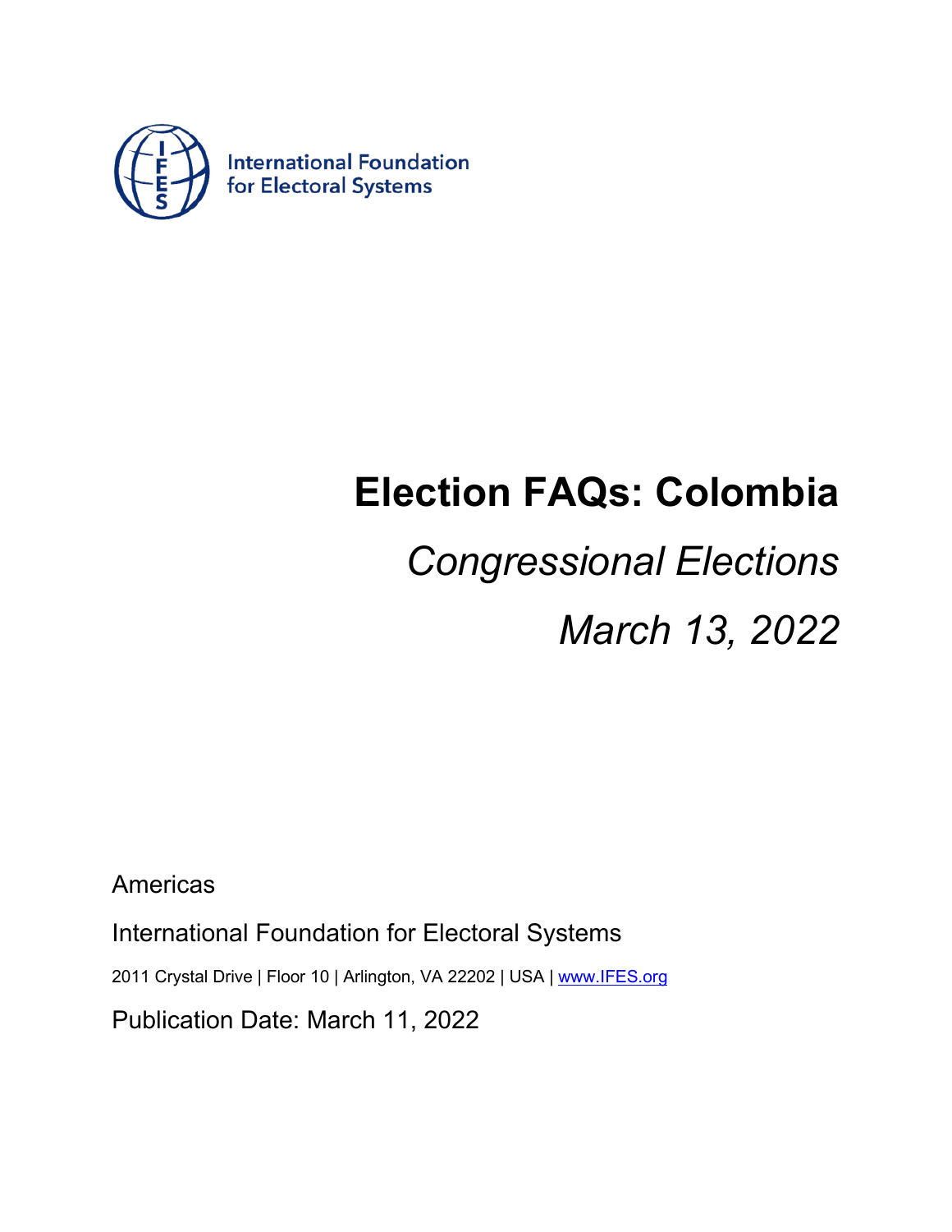International Foundation for Electoral Systems

# Election FAQs: Colombia

*Congressional Elections*

*March 13, 2022*

Americas

International Foundation for Electoral Systems

2011 Crystal Drive | Floor 10 | Arlington, VA 22202 | USA | www.IFES.org

Publication Date: March 11, 2022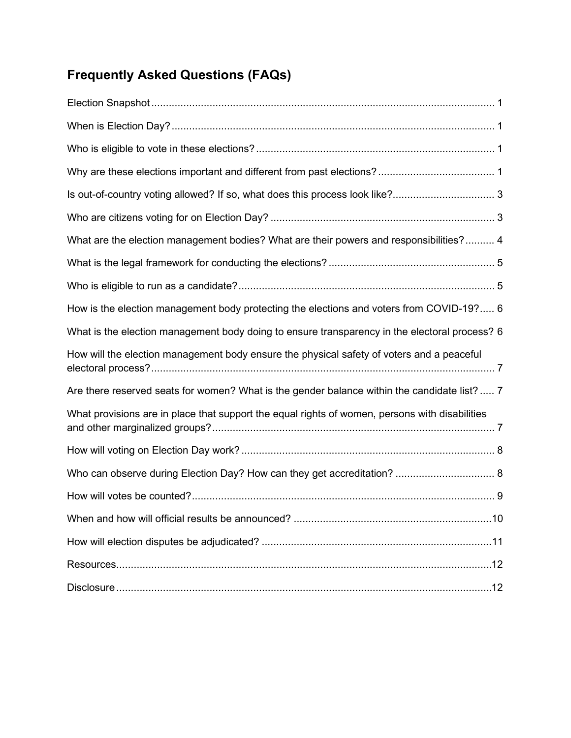## Frequently Asked Questions (FAQs)

Election Snapshot ..... 1

When is Election Day? ..... 1

Who is eligible to vote in these elections? ..... 1

Why are these elections important and different from past elections? ..... 1

Is out-of-country voting allowed? If so, what does this process look like? ..... 3

Who are citizens voting for on Election Day? ..... 3

What are the election management bodies? What are their powers and responsibilities? ..... 4

What is the legal framework for conducting the elections? ..... 5

Who is eligible to run as a candidate? ..... 5

How is the election management body protecting the elections and voters from COVID-19? ..... 6

What is the election management body doing to ensure transparency in the electoral process? 6

How will the election management body ensure the physical safety of voters and a peaceful electoral process? ..... 7

Are there reserved seats for women? What is the gender balance within the candidate list? ..... 7

What provisions are in place that support the equal rights of women, persons with disabilities and other marginalized groups? ..... 7

How will voting on Election Day work? ..... 8

Who can observe during Election Day? How can they get accreditation? ..... 8

How will votes be counted? ..... 9

When and how will official results be announced? ..... 10

How will election disputes be adjudicated? ..... 11

Resources ..... 12

Disclosure ..... 12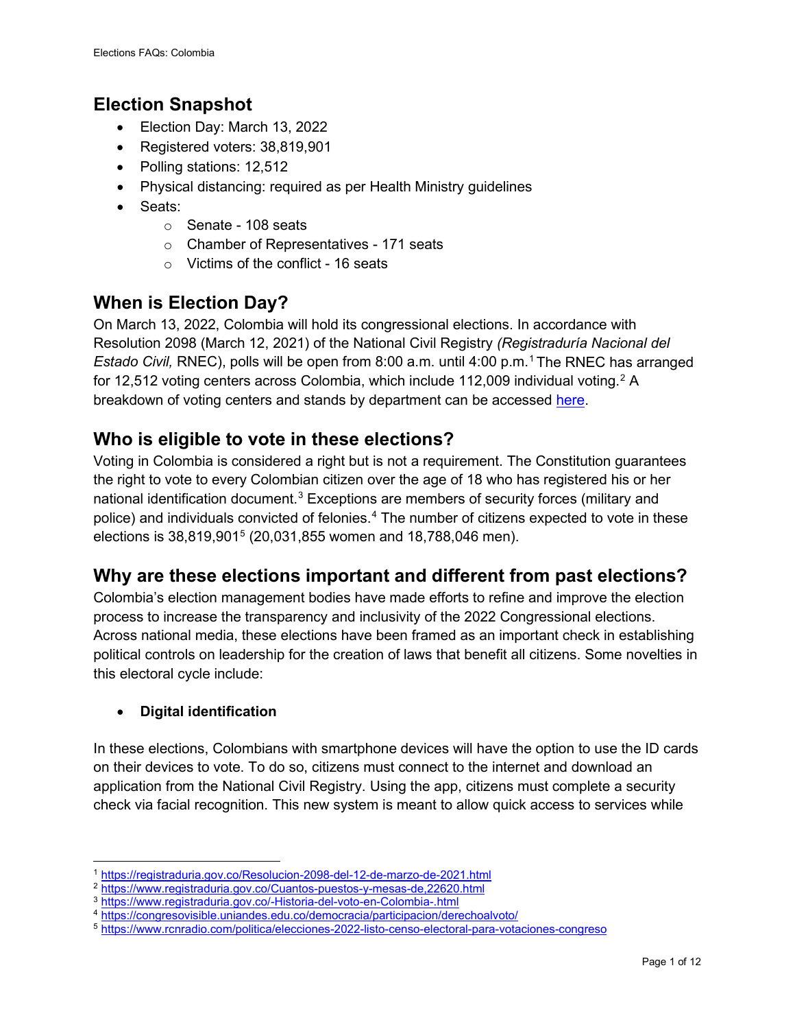## Election Snapshot

- Election Day: March 13, 2022
- Registered voters: 38,819,901
- Polling stations: 12,512
- Physical distancing: required as per Health Ministry guidelines
- Seats:
  - Senate - 108 seats
  - Chamber of Representatives - 171 seats
  - Victims of the conflict - 16 seats

## When is Election Day?

On March 13, 2022, Colombia will hold its congressional elections. In accordance with Resolution 2098 (March 12, 2021) of the National Civil Registry *(Registraduría Nacional del Estado Civil,* RNEC), polls will be open from 8:00 a.m. until 4:00 p.m.[1] The RNEC has arranged for 12,512 voting centers across Colombia, which include 112,009 individual voting.[2] A breakdown of voting centers and stands by department can be accessed here.

## Who is eligible to vote in these elections?

Voting in Colombia is considered a right but is not a requirement. The Constitution guarantees the right to vote to every Colombian citizen over the age of 18 who has registered his or her national identification document.[3] Exceptions are members of security forces (military and police) and individuals convicted of felonies.[4] The number of citizens expected to vote in these elections is 38,819,901[5] (20,031,855 women and 18,788,046 men).

## Why are these elections important and different from past elections?

Colombia's election management bodies have made efforts to refine and improve the election process to increase the transparency and inclusivity of the 2022 Congressional elections. Across national media, these elections have been framed as an important check in establishing political controls on leadership for the creation of laws that benefit all citizens. Some novelties in this electoral cycle include:

- **Digital identification**

In these elections, Colombians with smartphone devices will have the option to use the ID cards on their devices to vote. To do so, citizens must connect to the internet and download an application from the National Civil Registry. Using the app, citizens must complete a security check via facial recognition. This new system is meant to allow quick access to services while

---

[1] https://registraduria.gov.co/Resolucion-2098-del-12-de-marzo-de-2021.html
[2] https://www.registraduria.gov.co/Cuantos-puestos-y-mesas-de,22620.html
[3] https://www.registraduria.gov.co/-Historia-del-voto-en-Colombia-.html
[4] https://congresovisible.uniandes.edu.co/democracia/participacion/derechoalvoto/
[5] https://www.rcnradio.com/politica/elecciones-2022-listo-censo-electoral-para-votaciones-congreso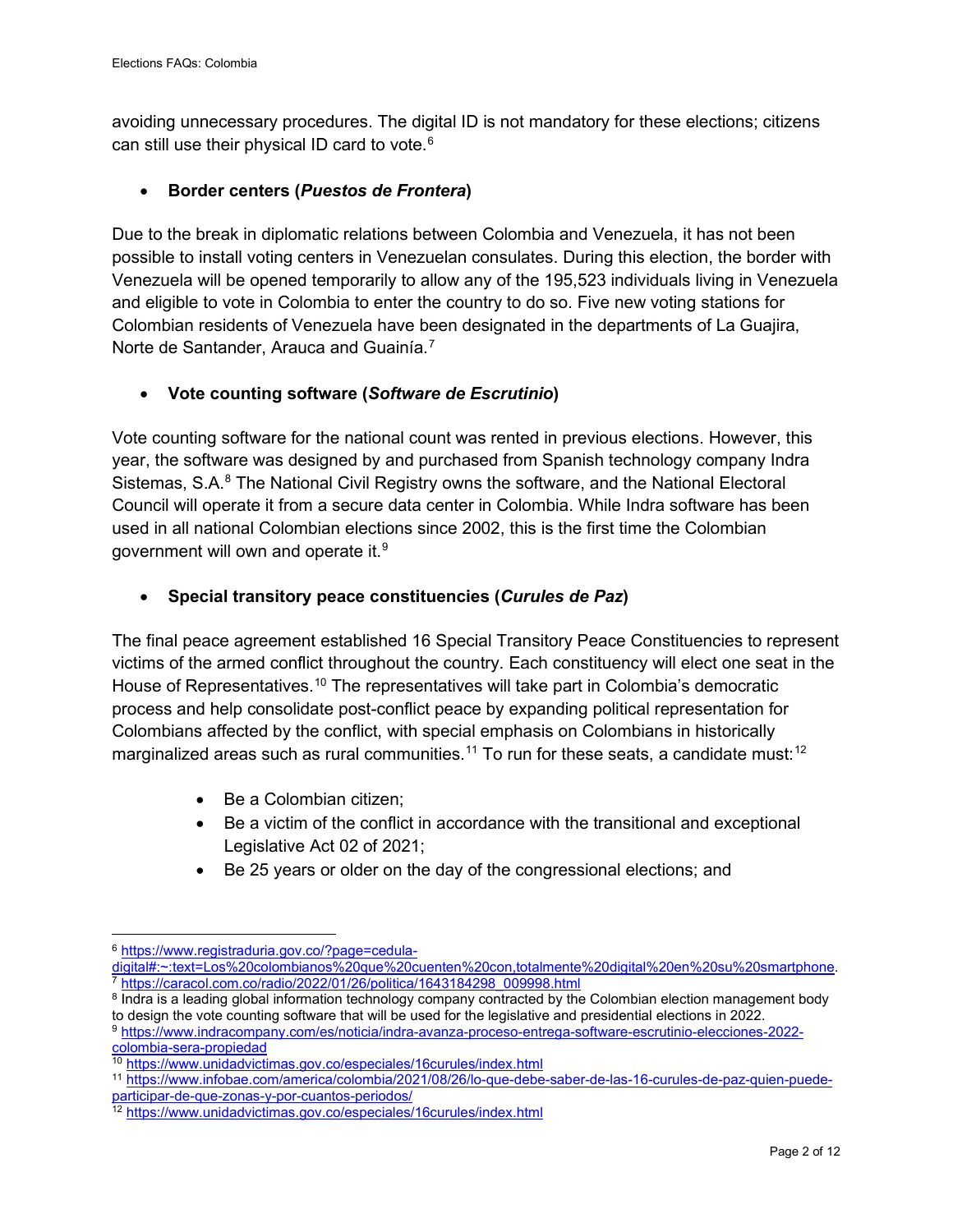avoiding unnecessary procedures. The digital ID is not mandatory for these elections; citizens can still use their physical ID card to vote.[6]

- **Border centers (*Puestos de Frontera*)**

Due to the break in diplomatic relations between Colombia and Venezuela, it has not been possible to install voting centers in Venezuelan consulates. During this election, the border with Venezuela will be opened temporarily to allow any of the 195,523 individuals living in Venezuela and eligible to vote in Colombia to enter the country to do so. Five new voting stations for Colombian residents of Venezuela have been designated in the departments of La Guajira, Norte de Santander, Arauca and Guainía.[7]

- **Vote counting software (*Software de Escrutinio*)**

Vote counting software for the national count was rented in previous elections. However, this year, the software was designed by and purchased from Spanish technology company Indra Sistemas, S.A.[8] The National Civil Registry owns the software, and the National Electoral Council will operate it from a secure data center in Colombia. While Indra software has been used in all national Colombian elections since 2002, this is the first time the Colombian government will own and operate it.[9]

- **Special transitory peace constituencies (*Curules de Paz*)**

The final peace agreement established 16 Special Transitory Peace Constituencies to represent victims of the armed conflict throughout the country. Each constituency will elect one seat in the House of Representatives.[10] The representatives will take part in Colombia's democratic process and help consolidate post-conflict peace by expanding political representation for Colombians affected by the conflict, with special emphasis on Colombians in historically marginalized areas such as rural communities.[11] To run for these seats, a candidate must:[12]

- Be a Colombian citizen;
- Be a victim of the conflict in accordance with the transitional and exceptional Legislative Act 02 of 2021;
- Be 25 years or older on the day of the congressional elections; and

---

[6] https://www.registraduria.gov.co/?page=cedula-digital#:~:text=Los%20colombianos%20que%20cuenten%20con,totalmente%20digital%20en%20su%20smartphone.

[7] https://caracol.com.co/radio/2022/01/26/politica/1643184298_009998.html

[8] Indra is a leading global information technology company contracted by the Colombian election management body to design the vote counting software that will be used for the legislative and presidential elections in 2022.

[9] https://www.indracompany.com/es/noticia/indra-avanza-proceso-entrega-software-escrutinio-elecciones-2022-colombia-sera-propiedad

[10] https://www.unidadvictimas.gov.co/especiales/16curules/index.html

[11] https://www.infobae.com/america/colombia/2021/08/26/lo-que-debe-saber-de-las-16-curules-de-paz-quien-puede-participar-de-que-zonas-y-por-cuantos-periodos/

[12] https://www.unidadvictimas.gov.co/especiales/16curules/index.html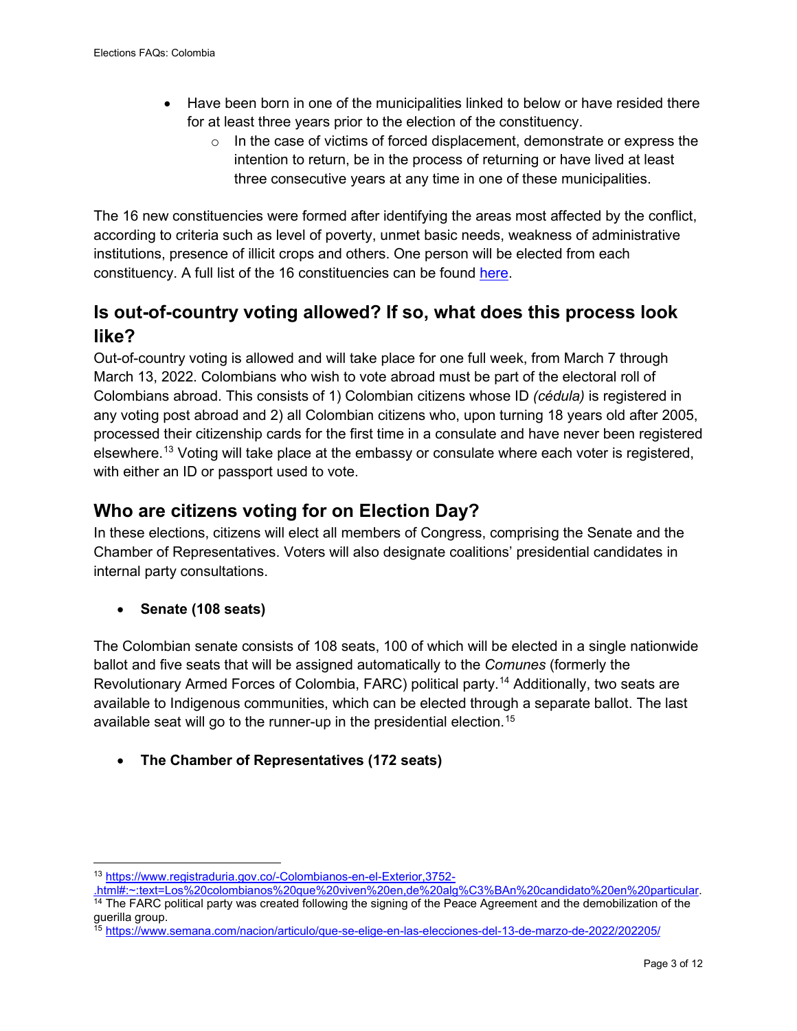- Have been born in one of the municipalities linked to below or have resided there for at least three years prior to the election of the constituency.
    - In the case of victims of forced displacement, demonstrate or express the intention to return, be in the process of returning or have lived at least three consecutive years at any time in one of these municipalities.

The 16 new constituencies were formed after identifying the areas most affected by the conflict, according to criteria such as level of poverty, unmet basic needs, weakness of administrative institutions, presence of illicit crops and others. One person will be elected from each constituency. A full list of the 16 constituencies can be found here.

## Is out-of-country voting allowed? If so, what does this process look like?

Out-of-country voting is allowed and will take place for one full week, from March 7 through March 13, 2022. Colombians who wish to vote abroad must be part of the electoral roll of Colombians abroad. This consists of 1) Colombian citizens whose ID *(cédula)* is registered in any voting post abroad and 2) all Colombian citizens who, upon turning 18 years old after 2005, processed their citizenship cards for the first time in a consulate and have never been registered elsewhere.[13] Voting will take place at the embassy or consulate where each voter is registered, with either an ID or passport used to vote.

## Who are citizens voting for on Election Day?

In these elections, citizens will elect all members of Congress, comprising the Senate and the Chamber of Representatives. Voters will also designate coalitions' presidential candidates in internal party consultations.

- **Senate (108 seats)**

The Colombian senate consists of 108 seats, 100 of which will be elected in a single nationwide ballot and five seats that will be assigned automatically to the *Comunes* (formerly the Revolutionary Armed Forces of Colombia, FARC) political party.[14] Additionally, two seats are available to Indigenous communities, which can be elected through a separate ballot. The last available seat will go to the runner-up in the presidential election.[15]

- **The Chamber of Representatives (172 seats)**

---

[13] https://www.registraduria.gov.co/-Colombianos-en-el-Exterior,3752-.html#:~:text=Los%20colombianos%20que%20viven%20en,de%20alg%C3%BAn%20candidato%20en%20particular.

[14] The FARC political party was created following the signing of the Peace Agreement and the demobilization of the guerilla group.

[15] https://www.semana.com/nacion/articulo/que-se-elige-en-las-elecciones-del-13-de-marzo-de-2022/202205/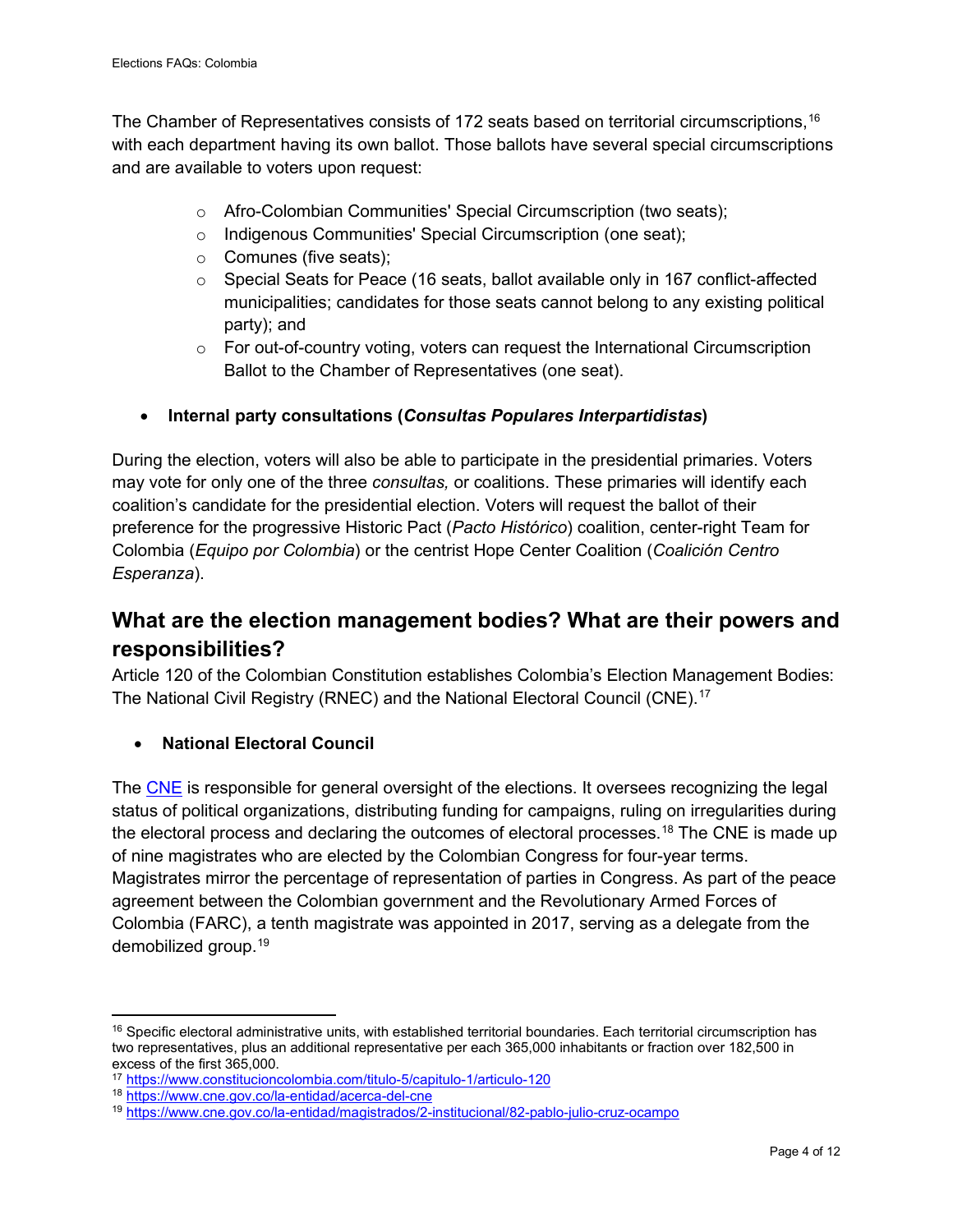The Chamber of Representatives consists of 172 seats based on territorial circumscriptions,[16] with each department having its own ballot. Those ballots have several special circumscriptions and are available to voters upon request:

- Afro-Colombian Communities' Special Circumscription (two seats);
- Indigenous Communities' Special Circumscription (one seat);
- Comunes (five seats);
- Special Seats for Peace (16 seats, ballot available only in 167 conflict-affected municipalities; candidates for those seats cannot belong to any existing political party); and
- For out-of-country voting, voters can request the International Circumscription Ballot to the Chamber of Representatives (one seat).

- **Internal party consultations (*Consultas Populares Interpartidistas*)**

During the election, voters will also be able to participate in the presidential primaries. Voters may vote for only one of the three *consultas,* or coalitions. These primaries will identify each coalition's candidate for the presidential election. Voters will request the ballot of their preference for the progressive Historic Pact (*Pacto Histórico*) coalition, center-right Team for Colombia (*Equipo por Colombia*) or the centrist Hope Center Coalition (*Coalición Centro Esperanza*).

## What are the election management bodies? What are their powers and responsibilities?

Article 120 of the Colombian Constitution establishes Colombia's Election Management Bodies: The National Civil Registry (RNEC) and the National Electoral Council (CNE).[17]

- **National Electoral Council**

The CNE is responsible for general oversight of the elections. It oversees recognizing the legal status of political organizations, distributing funding for campaigns, ruling on irregularities during the electoral process and declaring the outcomes of electoral processes.[18] The CNE is made up of nine magistrates who are elected by the Colombian Congress for four-year terms. Magistrates mirror the percentage of representation of parties in Congress. As part of the peace agreement between the Colombian government and the Revolutionary Armed Forces of Colombia (FARC), a tenth magistrate was appointed in 2017, serving as a delegate from the demobilized group.[19]

---

[16] Specific electoral administrative units, with established territorial boundaries. Each territorial circumscription has two representatives, plus an additional representative per each 365,000 inhabitants or fraction over 182,500 in excess of the first 365,000.

[17] https://www.constitucioncolombia.com/titulo-5/capitulo-1/articulo-120

[18] https://www.cne.gov.co/la-entidad/acerca-del-cne

[19] https://www.cne.gov.co/la-entidad/magistrados/2-institucional/82-pablo-julio-cruz-ocampo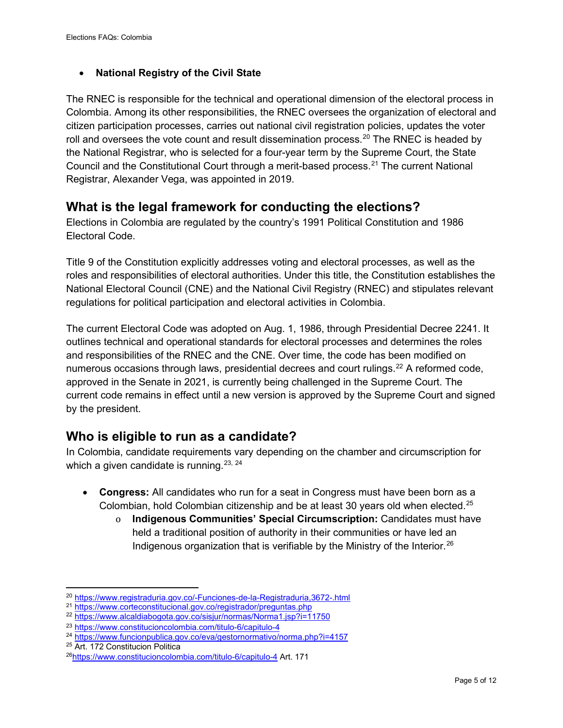- **National Registry of the Civil State**

The RNEC is responsible for the technical and operational dimension of the electoral process in Colombia. Among its other responsibilities, the RNEC oversees the organization of electoral and citizen participation processes, carries out national civil registration policies, updates the voter roll and oversees the vote count and result dissemination process.[20] The RNEC is headed by the National Registrar, who is selected for a four-year term by the Supreme Court, the State Council and the Constitutional Court through a merit-based process.[21] The current National Registrar, Alexander Vega, was appointed in 2019.

## What is the legal framework for conducting the elections?

Elections in Colombia are regulated by the country's 1991 Political Constitution and 1986 Electoral Code.

Title 9 of the Constitution explicitly addresses voting and electoral processes, as well as the roles and responsibilities of electoral authorities. Under this title, the Constitution establishes the National Electoral Council (CNE) and the National Civil Registry (RNEC) and stipulates relevant regulations for political participation and electoral activities in Colombia.

The current Electoral Code was adopted on Aug. 1, 1986, through Presidential Decree 2241. It outlines technical and operational standards for electoral processes and determines the roles and responsibilities of the RNEC and the CNE. Over time, the code has been modified on numerous occasions through laws, presidential decrees and court rulings.[22] A reformed code, approved in the Senate in 2021, is currently being challenged in the Supreme Court. The current code remains in effect until a new version is approved by the Supreme Court and signed by the president.

## Who is eligible to run as a candidate?

In Colombia, candidate requirements vary depending on the chamber and circumscription for which a given candidate is running.[23, 24]

- **Congress:** All candidates who run for a seat in Congress must have been born as a Colombian, hold Colombian citizenship and be at least 30 years old when elected.[25]
  - **Indigenous Communities' Special Circumscription:** Candidates must have held a traditional position of authority in their communities or have led an Indigenous organization that is verifiable by the Ministry of the Interior.[26]

---

[20] https://www.registraduria.gov.co/-Funciones-de-la-Registraduria,3672-.html
[21] https://www.corteconstitucional.gov.co/registrador/preguntas.php
[22] https://www.alcaldiabogota.gov.co/sisjur/normas/Norma1.jsp?i=11750
[23] https://www.constitucioncolombia.com/titulo-6/capitulo-4
[24] https://www.funcionpublica.gov.co/eva/gestornormativo/norma.php?i=4157
[25] Art. 172 Constitucion Politica
[26] https://www.constitucioncolombia.com/titulo-6/capitulo-4 Art. 171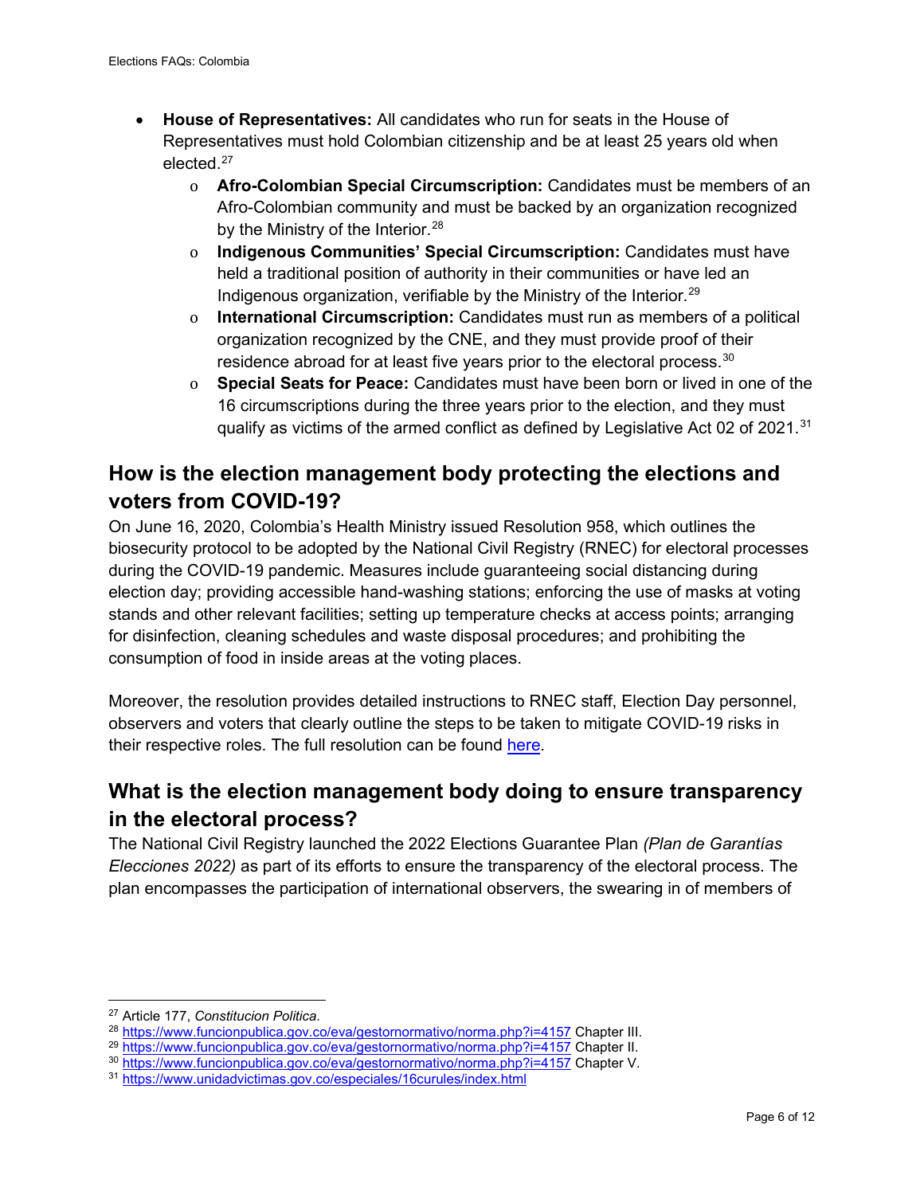- **House of Representatives:** All candidates who run for seats in the House of Representatives must hold Colombian citizenship and be at least 25 years old when elected.[27]
  - **Afro-Colombian Special Circumscription:** Candidates must be members of an Afro-Colombian community and must be backed by an organization recognized by the Ministry of the Interior.[28]
  - **Indigenous Communities' Special Circumscription:** Candidates must have held a traditional position of authority in their communities or have led an Indigenous organization, verifiable by the Ministry of the Interior.[29]
  - **International Circumscription:** Candidates must run as members of a political organization recognized by the CNE, and they must provide proof of their residence abroad for at least five years prior to the electoral process.[30]
  - **Special Seats for Peace:** Candidates must have been born or lived in one of the 16 circumscriptions during the three years prior to the election, and they must qualify as victims of the armed conflict as defined by Legislative Act 02 of 2021.[31]

## How is the election management body protecting the elections and voters from COVID-19?

On June 16, 2020, Colombia's Health Ministry issued Resolution 958, which outlines the biosecurity protocol to be adopted by the National Civil Registry (RNEC) for electoral processes during the COVID-19 pandemic. Measures include guaranteeing social distancing during election day; providing accessible hand-washing stations; enforcing the use of masks at voting stands and other relevant facilities; setting up temperature checks at access points; arranging for disinfection, cleaning schedules and waste disposal procedures; and prohibiting the consumption of food in inside areas at the voting places.

Moreover, the resolution provides detailed instructions to RNEC staff, Election Day personnel, observers and voters that clearly outline the steps to be taken to mitigate COVID-19 risks in their respective roles. The full resolution can be found [here]().

## What is the election management body doing to ensure transparency in the electoral process?

The National Civil Registry launched the 2022 Elections Guarantee Plan *(Plan de Garantías Elecciones 2022)* as part of its efforts to ensure the transparency of the electoral process. The plan encompasses the participation of international observers, the swearing in of members of

---

[27] Article 177, *Constitucion Politica*.

[28] https://www.funcionpublica.gov.co/eva/gestornormativo/norma.php?i=4157 Chapter III.

[29] https://www.funcionpublica.gov.co/eva/gestornormativo/norma.php?i=4157 Chapter II.

[30] https://www.funcionpublica.gov.co/eva/gestornormativo/norma.php?i=4157 Chapter V.

[31] https://www.unidadvictimas.gov.co/especiales/16curules/index.html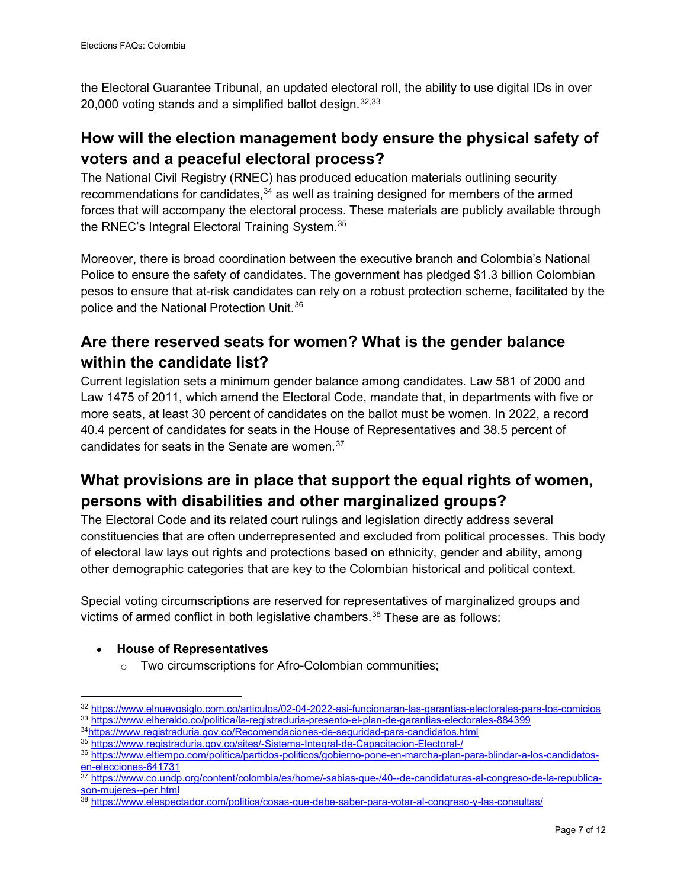the Electoral Guarantee Tribunal, an updated electoral roll, the ability to use digital IDs in over 20,000 voting stands and a simplified ballot design.[32,33]

## How will the election management body ensure the physical safety of voters and a peaceful electoral process?

The National Civil Registry (RNEC) has produced education materials outlining security recommendations for candidates,[34] as well as training designed for members of the armed forces that will accompany the electoral process. These materials are publicly available through the RNEC's Integral Electoral Training System.[35]

Moreover, there is broad coordination between the executive branch and Colombia's National Police to ensure the safety of candidates. The government has pledged $1.3 billion Colombian pesos to ensure that at-risk candidates can rely on a robust protection scheme, facilitated by the police and the National Protection Unit.[36]

## Are there reserved seats for women? What is the gender balance within the candidate list?

Current legislation sets a minimum gender balance among candidates. Law 581 of 2000 and Law 1475 of 2011, which amend the Electoral Code, mandate that, in departments with five or more seats, at least 30 percent of candidates on the ballot must be women. In 2022, a record 40.4 percent of candidates for seats in the House of Representatives and 38.5 percent of candidates for seats in the Senate are women.[37]

## What provisions are in place that support the equal rights of women, persons with disabilities and other marginalized groups?

The Electoral Code and its related court rulings and legislation directly address several constituencies that are often underrepresented and excluded from political processes. This body of electoral law lays out rights and protections based on ethnicity, gender and ability, among other demographic categories that are key to the Colombian historical and political context.

Special voting circumscriptions are reserved for representatives of marginalized groups and victims of armed conflict in both legislative chambers.[38] These are as follows:

- **House of Representatives**
  - Two circumscriptions for Afro-Colombian communities;

---

[32] https://www.elnuevosiglo.com.co/articulos/02-04-2022-asi-funcionaran-las-garantias-electorales-para-los-comicios

[33] https://www.elheraldo.co/politica/la-registraduria-presento-el-plan-de-garantias-electorales-884399

[34] https://www.registraduria.gov.co/Recomendaciones-de-seguridad-para-candidatos.html

[35] https://www.registraduria.gov.co/sites/-Sistema-Integral-de-Capacitacion-Electoral-/

[36] https://www.eltiempo.com/politica/partidos-politicos/gobierno-pone-en-marcha-plan-para-blindar-a-los-candidatos-en-elecciones-641731

[37] https://www.co.undp.org/content/colombia/es/home/-sabias-que-/40--de-candidaturas-al-congreso-de-la-republica-son-mujeres--per.html

[38] https://www.elespectador.com/politica/cosas-que-debe-saber-para-votar-al-congreso-y-las-consultas/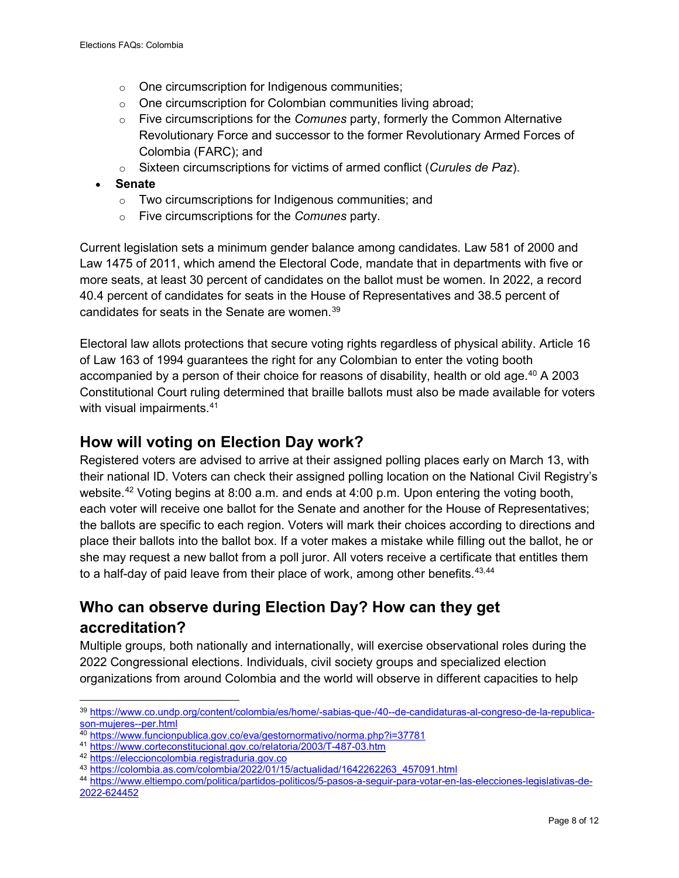- One circumscription for Indigenous communities;
    - One circumscription for Colombian communities living abroad;
    - Five circumscriptions for the *Comunes* party, formerly the Common Alternative Revolutionary Force and successor to the former Revolutionary Armed Forces of Colombia (FARC); and
    - Sixteen circumscriptions for victims of armed conflict (*Curules de Paz*).
- **Senate**
    - Two circumscriptions for Indigenous communities; and
    - Five circumscriptions for the *Comunes* party.

Current legislation sets a minimum gender balance among candidates. Law 581 of 2000 and Law 1475 of 2011, which amend the Electoral Code, mandate that in departments with five or more seats, at least 30 percent of candidates on the ballot must be women. In 2022, a record 40.4 percent of candidates for seats in the House of Representatives and 38.5 percent of candidates for seats in the Senate are women.[39]

Electoral law allots protections that secure voting rights regardless of physical ability. Article 16 of Law 163 of 1994 guarantees the right for any Colombian to enter the voting booth accompanied by a person of their choice for reasons of disability, health or old age.[40] A 2003 Constitutional Court ruling determined that braille ballots must also be made available for voters with visual impairments.[41]

## How will voting on Election Day work?

Registered voters are advised to arrive at their assigned polling places early on March 13, with their national ID. Voters can check their assigned polling location on the National Civil Registry's website.[42] Voting begins at 8:00 a.m. and ends at 4:00 p.m. Upon entering the voting booth, each voter will receive one ballot for the Senate and another for the House of Representatives; the ballots are specific to each region. Voters will mark their choices according to directions and place their ballots into the ballot box. If a voter makes a mistake while filling out the ballot, he or she may request a new ballot from a poll juror. All voters receive a certificate that entitles them to a half-day of paid leave from their place of work, among other benefits.[43,44]

## Who can observe during Election Day? How can they get accreditation?

Multiple groups, both nationally and internationally, will exercise observational roles during the 2022 Congressional elections. Individuals, civil society groups and specialized election organizations from around Colombia and the world will observe in different capacities to help

---

[39] https://www.co.undp.org/content/colombia/es/home/-sabias-que-/40--de-candidaturas-al-congreso-de-la-republica-son-mujeres--per.html

[40] https://www.funcionpublica.gov.co/eva/gestornormativo/norma.php?i=37781

[41] https://www.corteconstitucional.gov.co/relatoria/2003/T-487-03.htm

[42] https://eleccioncolombia.registraduria.gov.co

[43] https://colombia.as.com/colombia/2022/01/15/actualidad/1642262263_457091.html

[44] https://www.eltiempo.com/politica/partidos-politicos/5-pasos-a-seguir-para-votar-en-las-elecciones-legislativas-de-2022-624452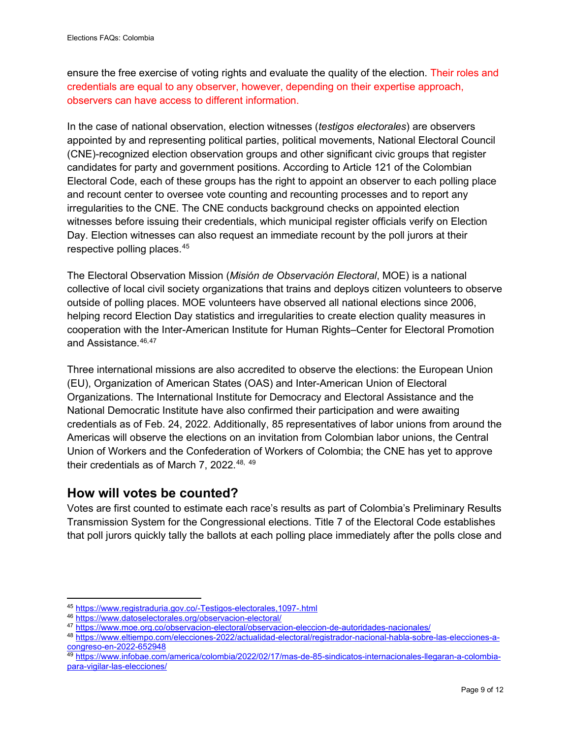ensure the free exercise of voting rights and evaluate the quality of the election. Their roles and credentials are equal to any observer, however, depending on their expertise approach, observers can have access to different information.

In the case of national observation, election witnesses (*testigos electorales*) are observers appointed by and representing political parties, political movements, National Electoral Council (CNE)-recognized election observation groups and other significant civic groups that register candidates for party and government positions. According to Article 121 of the Colombian Electoral Code, each of these groups has the right to appoint an observer to each polling place and recount center to oversee vote counting and recounting processes and to report any irregularities to the CNE. The CNE conducts background checks on appointed election witnesses before issuing their credentials, which municipal register officials verify on Election Day. Election witnesses can also request an immediate recount by the poll jurors at their respective polling places.[45]

The Electoral Observation Mission (*Misión de Observación Electoral*, MOE) is a national collective of local civil society organizations that trains and deploys citizen volunteers to observe outside of polling places. MOE volunteers have observed all national elections since 2006, helping record Election Day statistics and irregularities to create election quality measures in cooperation with the Inter-American Institute for Human Rights–Center for Electoral Promotion and Assistance.[46,47]

Three international missions are also accredited to observe the elections: the European Union (EU), Organization of American States (OAS) and Inter-American Union of Electoral Organizations. The International Institute for Democracy and Electoral Assistance and the National Democratic Institute have also confirmed their participation and were awaiting credentials as of Feb. 24, 2022. Additionally, 85 representatives of labor unions from around the Americas will observe the elections on an invitation from Colombian labor unions, the Central Union of Workers and the Confederation of Workers of Colombia; the CNE has yet to approve their credentials as of March 7, 2022.[48, 49]

## How will votes be counted?

Votes are first counted to estimate each race's results as part of Colombia's Preliminary Results Transmission System for the Congressional elections. Title 7 of the Electoral Code establishes that poll jurors quickly tally the ballots at each polling place immediately after the polls close and

---

[45] https://www.registraduria.gov.co/-Testigos-electorales,1097-.html

[46] https://www.datoselectorales.org/observacion-electoral/

[47] https://www.moe.org.co/observacion-electoral/observacion-eleccion-de-autoridades-nacionales/

[48] https://www.eltiempo.com/elecciones-2022/actualidad-electoral/registrador-nacional-habla-sobre-las-elecciones-a-congreso-en-2022-652948

[49] https://www.infobae.com/america/colombia/2022/02/17/mas-de-85-sindicatos-internacionales-llegaran-a-colombia-para-vigilar-las-elecciones/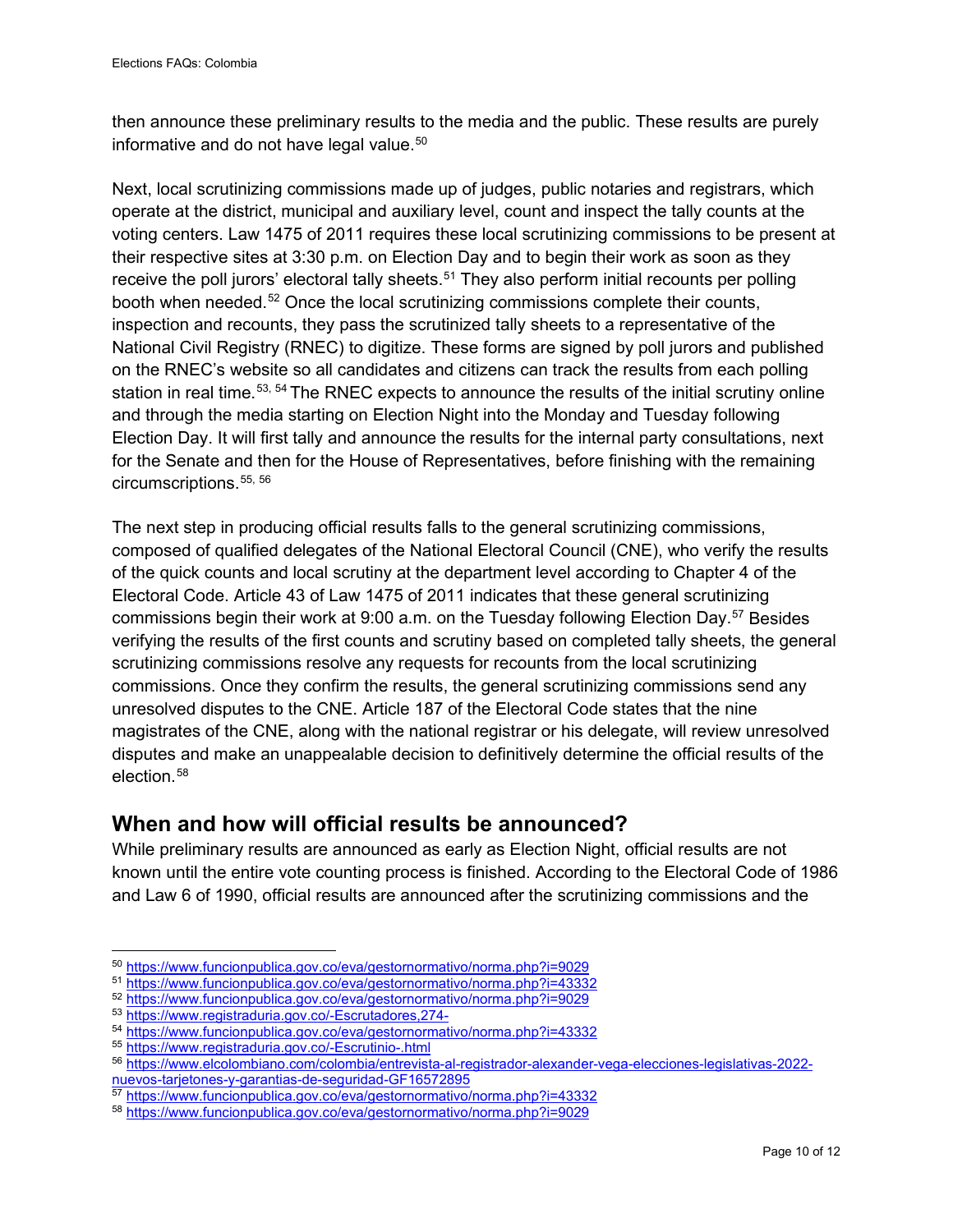then announce these preliminary results to the media and the public. These results are purely informative and do not have legal value.[50]

Next, local scrutinizing commissions made up of judges, public notaries and registrars, which operate at the district, municipal and auxiliary level, count and inspect the tally counts at the voting centers. Law 1475 of 2011 requires these local scrutinizing commissions to be present at their respective sites at 3:30 p.m. on Election Day and to begin their work as soon as they receive the poll jurors' electoral tally sheets.[51] They also perform initial recounts per polling booth when needed.[52] Once the local scrutinizing commissions complete their counts, inspection and recounts, they pass the scrutinized tally sheets to a representative of the National Civil Registry (RNEC) to digitize. These forms are signed by poll jurors and published on the RNEC's website so all candidates and citizens can track the results from each polling station in real time.[53, 54] The RNEC expects to announce the results of the initial scrutiny online and through the media starting on Election Night into the Monday and Tuesday following Election Day. It will first tally and announce the results for the internal party consultations, next for the Senate and then for the House of Representatives, before finishing with the remaining circumscriptions.[55, 56]

The next step in producing official results falls to the general scrutinizing commissions, composed of qualified delegates of the National Electoral Council (CNE), who verify the results of the quick counts and local scrutiny at the department level according to Chapter 4 of the Electoral Code. Article 43 of Law 1475 of 2011 indicates that these general scrutinizing commissions begin their work at 9:00 a.m. on the Tuesday following Election Day.[57] Besides verifying the results of the first counts and scrutiny based on completed tally sheets, the general scrutinizing commissions resolve any requests for recounts from the local scrutinizing commissions. Once they confirm the results, the general scrutinizing commissions send any unresolved disputes to the CNE. Article 187 of the Electoral Code states that the nine magistrates of the CNE, along with the national registrar or his delegate, will review unresolved disputes and make an unappealable decision to definitively determine the official results of the election.[58]

## When and how will official results be announced?

While preliminary results are announced as early as Election Night, official results are not known until the entire vote counting process is finished. According to the Electoral Code of 1986 and Law 6 of 1990, official results are announced after the scrutinizing commissions and the

---

[50] https://www.funcionpublica.gov.co/eva/gestornormativo/norma.php?i=9029
[51] https://www.funcionpublica.gov.co/eva/gestornormativo/norma.php?i=43332
[52] https://www.funcionpublica.gov.co/eva/gestornormativo/norma.php?i=9029
[53] https://www.registraduria.gov.co/-Escrutadores,274-
[54] https://www.funcionpublica.gov.co/eva/gestornormativo/norma.php?i=43332
[55] https://www.registraduria.gov.co/-Escrutinio-.html
[56] https://www.elcolombiano.com/colombia/entrevista-al-registrador-alexander-vega-elecciones-legislativas-2022-nuevos-tarjetones-y-garantias-de-seguridad-GF16572895
[57] https://www.funcionpublica.gov.co/eva/gestornormativo/norma.php?i=43332
[58] https://www.funcionpublica.gov.co/eva/gestornormativo/norma.php?i=9029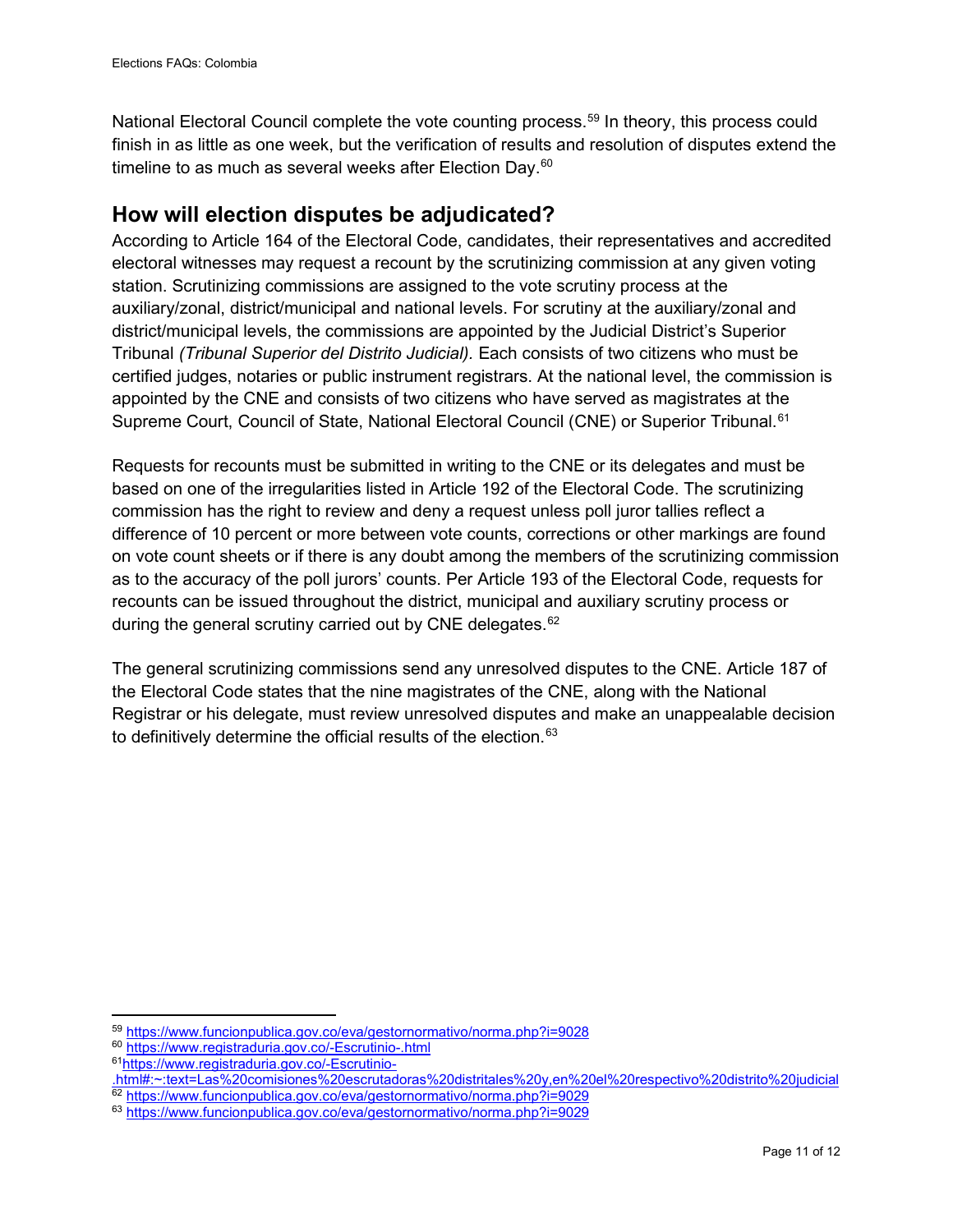National Electoral Council complete the vote counting process.[59] In theory, this process could finish in as little as one week, but the verification of results and resolution of disputes extend the timeline to as much as several weeks after Election Day.[60]

## How will election disputes be adjudicated?

According to Article 164 of the Electoral Code, candidates, their representatives and accredited electoral witnesses may request a recount by the scrutinizing commission at any given voting station. Scrutinizing commissions are assigned to the vote scrutiny process at the auxiliary/zonal, district/municipal and national levels. For scrutiny at the auxiliary/zonal and district/municipal levels, the commissions are appointed by the Judicial District's Superior Tribunal *(Tribunal Superior del Distrito Judicial)*. Each consists of two citizens who must be certified judges, notaries or public instrument registrars. At the national level, the commission is appointed by the CNE and consists of two citizens who have served as magistrates at the Supreme Court, Council of State, National Electoral Council (CNE) or Superior Tribunal.[61]

Requests for recounts must be submitted in writing to the CNE or its delegates and must be based on one of the irregularities listed in Article 192 of the Electoral Code. The scrutinizing commission has the right to review and deny a request unless poll juror tallies reflect a difference of 10 percent or more between vote counts, corrections or other markings are found on vote count sheets or if there is any doubt among the members of the scrutinizing commission as to the accuracy of the poll jurors' counts. Per Article 193 of the Electoral Code, requests for recounts can be issued throughout the district, municipal and auxiliary scrutiny process or during the general scrutiny carried out by CNE delegates.[62]

The general scrutinizing commissions send any unresolved disputes to the CNE. Article 187 of the Electoral Code states that the nine magistrates of the CNE, along with the National Registrar or his delegate, must review unresolved disputes and make an unappealable decision to definitively determine the official results of the election.[63]

---

[59] https://www.funcionpublica.gov.co/eva/gestornormativo/norma.php?i=9028

[60] https://www.registraduria.gov.co/-Escrutinio-.html

[61] https://www.registraduria.gov.co/-Escrutinio-.html#:~:text=Las%20comisiones%20escrutadoras%20distritales%20y,en%20el%20respectivo%20distrito%20judicial

[62] https://www.funcionpublica.gov.co/eva/gestornormativo/norma.php?i=9029

[63] https://www.funcionpublica.gov.co/eva/gestornormativo/norma.php?i=9029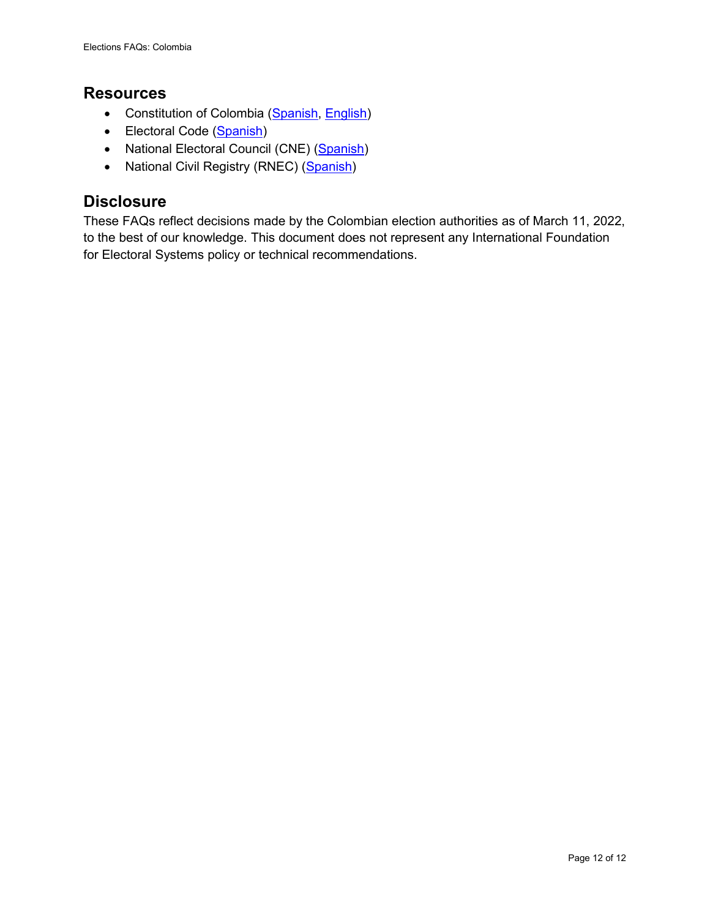## Resources

- Constitution of Colombia (Spanish, English)
- Electoral Code (Spanish)
- National Electoral Council (CNE) (Spanish)
- National Civil Registry (RNEC) (Spanish)

## Disclosure

These FAQs reflect decisions made by the Colombian election authorities as of March 11, 2022, to the best of our knowledge. This document does not represent any International Foundation for Electoral Systems policy or technical recommendations.